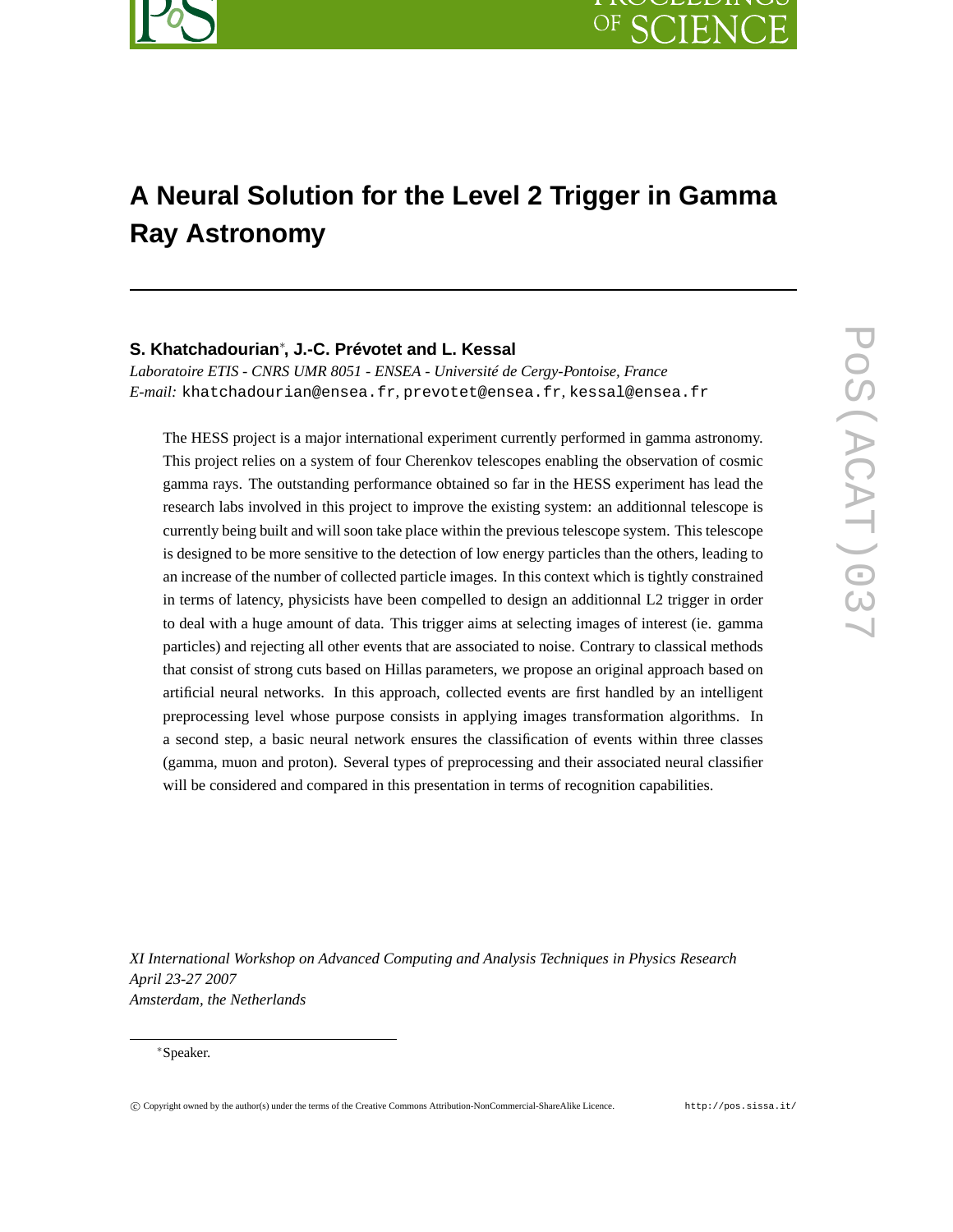# A Neural Solution for the Level 2 Trigger in Gamma Ray Astronomy

**S. Khatchadourian**[∗]**, J.-C. Prévotet and L. Kessal**

*Laboratoire ETIS - CNRS UMR 8051 - ENSEA - Université de Cergy-Pontoise, France*
*E-mail:* khatchadourian@ensea.fr, prevotet@ensea.fr, kessal@ensea.fr

The HESS project is a major international experiment currently performed in gamma astronomy. This project relies on a system of four Cherenkov telescopes enabling the observation of cosmic gamma rays. The outstanding performance obtained so far in the HESS experiment has lead the research labs involved in this project to improve the existing system: an additionnal telescope is currently being built and will soon take place within the previous telescope system. This telescope is designed to be more sensitive to the detection of low energy particles than the others, leading to an increase of the number of collected particle images. In this context which is tightly constrained in terms of latency, physicists have been compelled to design an additionnal L2 trigger in order to deal with a huge amount of data. This trigger aims at selecting images of interest (ie. gamma particles) and rejecting all other events that are associated to noise. Contrary to classical methods that consist of strong cuts based on Hillas parameters, we propose an original approach based on artificial neural networks. In this approach, collected events are first handled by an intelligent preprocessing level whose purpose consists in applying images transformation algorithms. In a second step, a basic neural network ensures the classification of events within three classes (gamma, muon and proton). Several types of preprocessing and their associated neural classifier will be considered and compared in this presentation in terms of recognition capabilities.

*XI International Workshop on Advanced Computing and Analysis Techniques in Physics Research*
*April 23-27 2007*
*Amsterdam, the Netherlands*

[∗]Speaker.

© Copyright owned by the author(s) under the terms of the Creative Commons Attribution-NonCommercial-ShareAlike Licence. http://pos.sissa.it/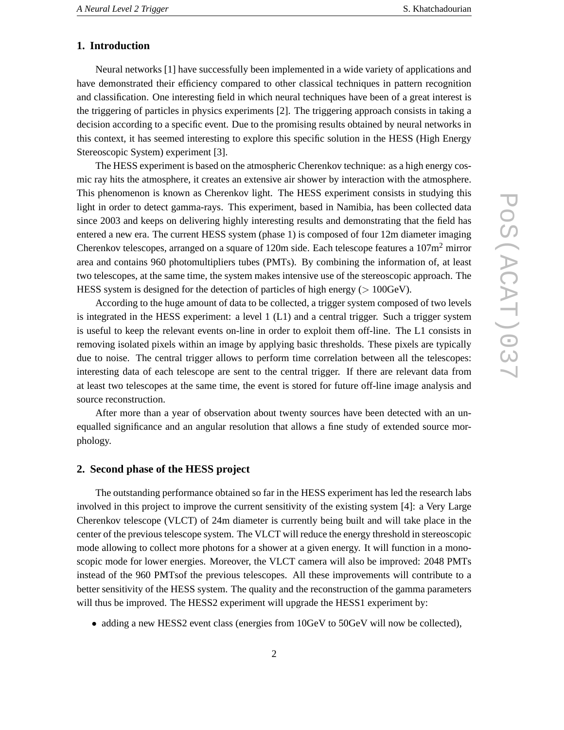## 1. Introduction

Neural networks [1] have successfully been implemented in a wide variety of applications and have demonstrated their efficiency compared to other classical techniques in pattern recognition and classification. One interesting field in which neural techniques have been of a great interest is the triggering of particles in physics experiments [2]. The triggering approach consists in taking a decision according to a specific event. Due to the promising results obtained by neural networks in this context, it has seemed interesting to explore this specific solution in the HESS (High Energy Stereoscopic System) experiment [3].

The HESS experiment is based on the atmospheric Cherenkov technique: as a high energy cosmic ray hits the atmosphere, it creates an extensive air shower by interaction with the atmosphere. This phenomenon is known as Cherenkov light. The HESS experiment consists in studying this light in order to detect gamma-rays. This experiment, based in Namibia, has been collected data since 2003 and keeps on delivering highly interesting results and demonstrating that the field has entered a new era. The current HESS system (phase 1) is composed of four 12m diameter imaging Cherenkov telescopes, arranged on a square of 120m side. Each telescope features a 107m$^2$ mirror area and contains 960 photomultipliers tubes (PMTs). By combining the information of, at least two telescopes, at the same time, the system makes intensive use of the stereoscopic approach. The HESS system is designed for the detection of particles of high energy ($>$ 100GeV).

According to the huge amount of data to be collected, a trigger system composed of two levels is integrated in the HESS experiment: a level 1 (L1) and a central trigger. Such a trigger system is useful to keep the relevant events on-line in order to exploit them off-line. The L1 consists in removing isolated pixels within an image by applying basic thresholds. These pixels are typically due to noise. The central trigger allows to perform time correlation between all the telescopes: interesting data of each telescope are sent to the central trigger. If there are relevant data from at least two telescopes at the same time, the event is stored for future off-line image analysis and source reconstruction.

After more than a year of observation about twenty sources have been detected with an unequalled significance and an angular resolution that allows a fine study of extended source morphology.

## 2. Second phase of the HESS project

The outstanding performance obtained so far in the HESS experiment has led the research labs involved in this project to improve the current sensitivity of the existing system [4]: a Very Large Cherenkov telescope (VLCT) of 24m diameter is currently being built and will take place in the center of the previous telescope system. The VLCT will reduce the energy threshold in stereoscopic mode allowing to collect more photons for a shower at a given energy. It will function in a monoscopic mode for lower energies. Moreover, the VLCT camera will also be improved: 2048 PMTs instead of the 960 PMTsof the previous telescopes. All these improvements will contribute to a better sensitivity of the HESS system. The quality and the reconstruction of the gamma parameters will thus be improved. The HESS2 experiment will upgrade the HESS1 experiment by:

- adding a new HESS2 event class (energies from 10GeV to 50GeV will now be collected),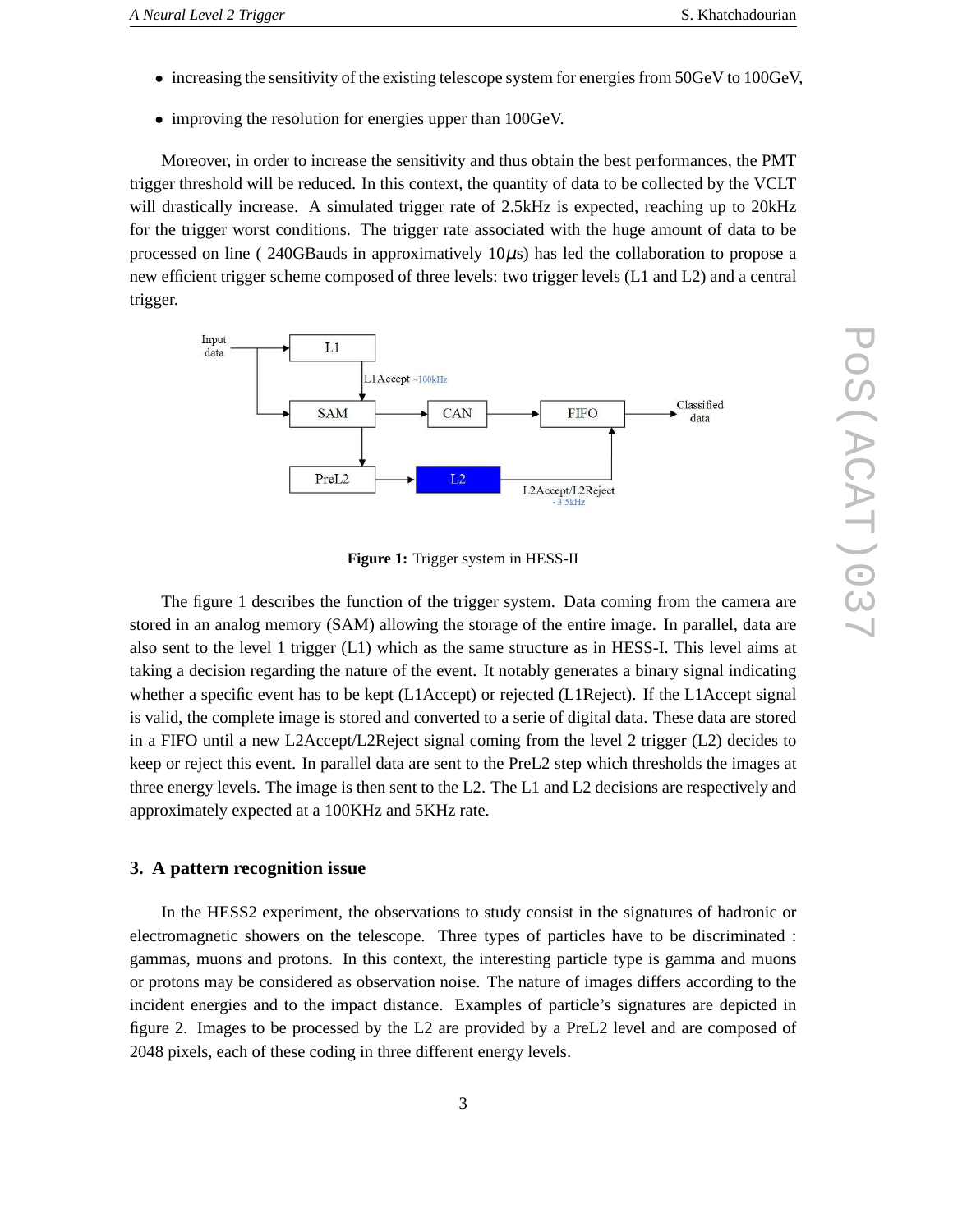- increasing the sensitivity of the existing telescope system for energies from 50GeV to 100GeV,
- improving the resolution for energies upper than 100GeV.

Moreover, in order to increase the sensitivity and thus obtain the best performances, the PMT trigger threshold will be reduced. In this context, the quantity of data to be collected by the VCLT will drastically increase. A simulated trigger rate of 2.5kHz is expected, reaching up to 20kHz for the trigger worst conditions. The trigger rate associated with the huge amount of data to be processed on line ( 240GBauds in approximatively 10$\mu$s) has led the collaboration to propose a new efficient trigger scheme composed of three levels: two trigger levels (L1 and L2) and a central trigger.

**Figure 1:** Trigger system in HESS-II

The figure 1 describes the function of the trigger system. Data coming from the camera are stored in an analog memory (SAM) allowing the storage of the entire image. In parallel, data are also sent to the level 1 trigger (L1) which as the same structure as in HESS-I. This level aims at taking a decision regarding the nature of the event. It notably generates a binary signal indicating whether a specific event has to be kept (L1Accept) or rejected (L1Reject). If the L1Accept signal is valid, the complete image is stored and converted to a serie of digital data. These data are stored in a FIFO until a new L2Accept/L2Reject signal coming from the level 2 trigger (L2) decides to keep or reject this event. In parallel data are sent to the PreL2 step which thresholds the images at three energy levels. The image is then sent to the L2. The L1 and L2 decisions are respectively and approximately expected at a 100KHz and 5KHz rate.

## 3. A pattern recognition issue

In the HESS2 experiment, the observations to study consist in the signatures of hadronic or electromagnetic showers on the telescope. Three types of particles have to be discriminated : gammas, muons and protons. In this context, the interesting particle type is gamma and muons or protons may be considered as observation noise. The nature of images differs according to the incident energies and to the impact distance. Examples of particle's signatures are depicted in figure 2. Images to be processed by the L2 are provided by a PreL2 level and are composed of 2048 pixels, each of these coding in three different energy levels.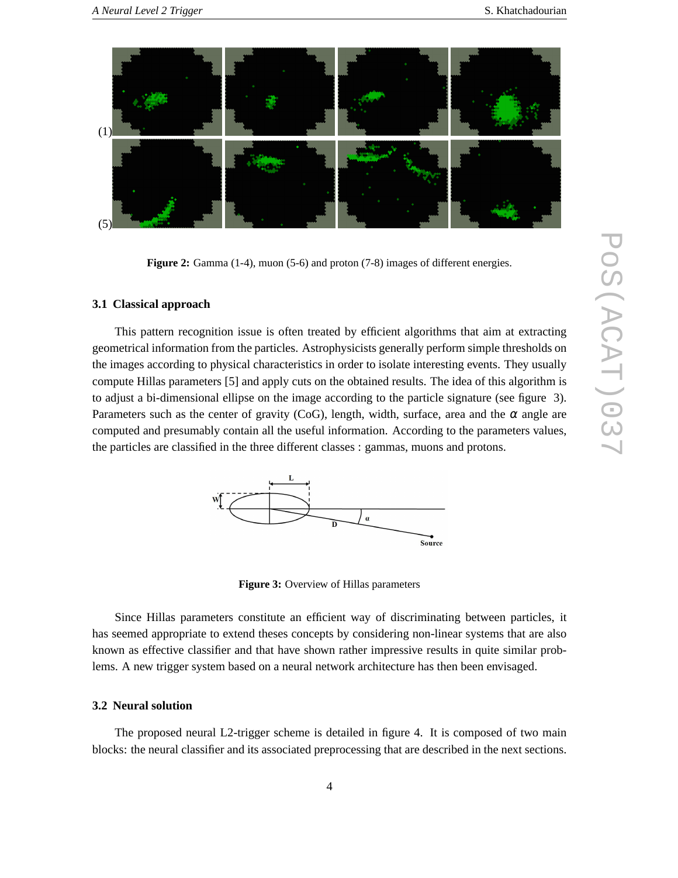(1)

(5)

**Figure 2:** Gamma (1-4), muon (5-6) and proton (7-8) images of different energies.

### 3.1 Classical approach

This pattern recognition issue is often treated by efficient algorithms that aim at extracting geometrical information from the particles. Astrophysicists generally perform simple thresholds on the images according to physical characteristics in order to isolate interesting events. They usually compute Hillas parameters [5] and apply cuts on the obtained results. The idea of this algorithm is to adjust a bi-dimensional ellipse on the image according to the particle signature (see figure 3). Parameters such as the center of gravity (CoG), length, width, surface, area and the $\alpha$ angle are computed and presumably contain all the useful information. According to the parameters values, the particles are classified in the three different classes : gammas, muons and protons.

**Figure 3:** Overview of Hillas parameters

Since Hillas parameters constitute an efficient way of discriminating between particles, it has seemed appropriate to extend theses concepts by considering non-linear systems that are also known as effective classifier and that have shown rather impressive results in quite similar problems. A new trigger system based on a neural network architecture has then been envisaged.

### 3.2 Neural solution

The proposed neural L2-trigger scheme is detailed in figure 4. It is composed of two main blocks: the neural classifier and its associated preprocessing that are described in the next sections.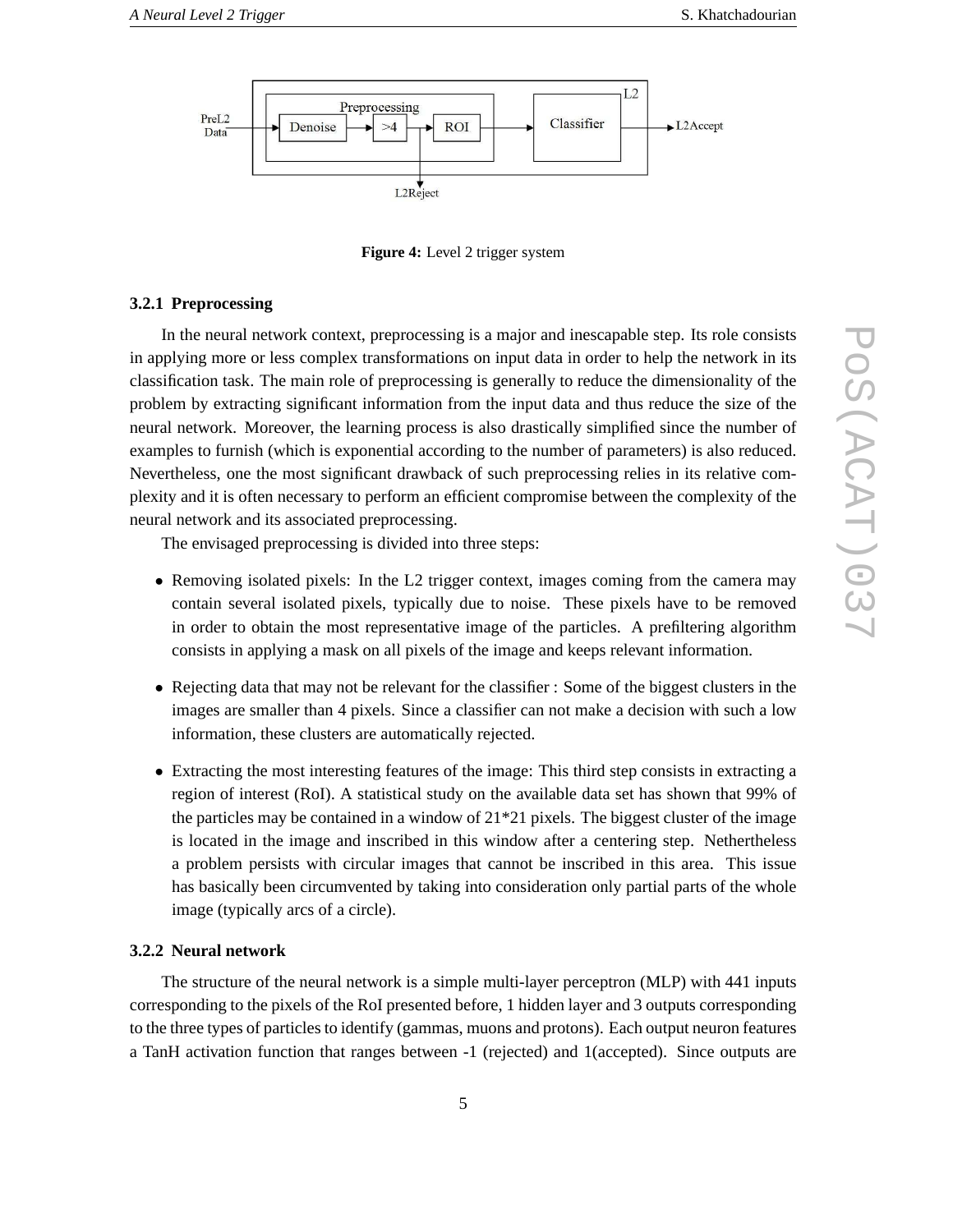Figure 4: Level 2 trigger system

#### 3.2.1 Preprocessing

In the neural network context, preprocessing is a major and inescapable step. Its role consists in applying more or less complex transformations on input data in order to help the network in its classification task. The main role of preprocessing is generally to reduce the dimensionality of the problem by extracting significant information from the input data and thus reduce the size of the neural network. Moreover, the learning process is also drastically simplified since the number of examples to furnish (which is exponential according to the number of parameters) is also reduced. Nevertheless, one the most significant drawback of such preprocessing relies in its relative complexity and it is often necessary to perform an efficient compromise between the complexity of the neural network and its associated preprocessing.

The envisaged preprocessing is divided into three steps:

- Removing isolated pixels: In the L2 trigger context, images coming from the camera may contain several isolated pixels, typically due to noise. These pixels have to be removed in order to obtain the most representative image of the particles. A prefiltering algorithm consists in applying a mask on all pixels of the image and keeps relevant information.
- Rejecting data that may not be relevant for the classifier : Some of the biggest clusters in the images are smaller than 4 pixels. Since a classifier can not make a decision with such a low information, these clusters are automatically rejected.
- Extracting the most interesting features of the image: This third step consists in extracting a region of interest (RoI). A statistical study on the available data set has shown that 99% of the particles may be contained in a window of 21*21 pixels. The biggest cluster of the image is located in the image and inscribed in this window after a centering step. Nethertheless a problem persists with circular images that cannot be inscribed in this area. This issue has basically been circumvented by taking into consideration only partial parts of the whole image (typically arcs of a circle).

#### 3.2.2 Neural network

The structure of the neural network is a simple multi-layer perceptron (MLP) with 441 inputs corresponding to the pixels of the RoI presented before, 1 hidden layer and 3 outputs corresponding to the three types of particles to identify (gammas, muons and protons). Each output neuron features a TanH activation function that ranges between -1 (rejected) and 1(accepted). Since outputs are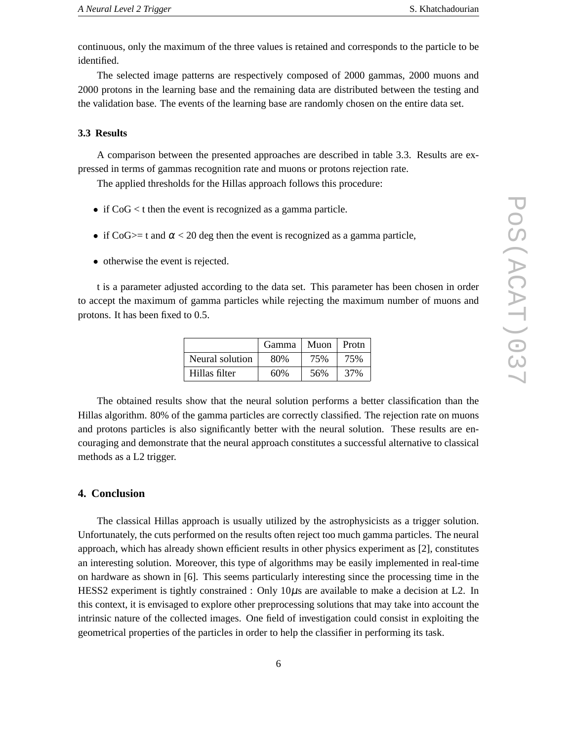continuous, only the maximum of the three values is retained and corresponds to the particle to be identified.

The selected image patterns are respectively composed of 2000 gammas, 2000 muons and 2000 protons in the learning base and the remaining data are distributed between the testing and the validation base. The events of the learning base are randomly chosen on the entire data set.

### 3.3 Results

A comparison between the presented approaches are described in table 3.3. Results are expressed in terms of gammas recognition rate and muons or protons rejection rate.

The applied thresholds for the Hillas approach follows this procedure:

- if CoG < t then the event is recognized as a gamma particle.
- if CoG>= t and $\alpha$ < 20 deg then the event is recognized as a gamma particle,
- otherwise the event is rejected.

t is a parameter adjusted according to the data set. This parameter has been chosen in order to accept the maximum of gamma particles while rejecting the maximum number of muons and protons. It has been fixed to 0.5.

| | Gamma | Muon | Protn |
|---|---|---|---|
| Neural solution | 80% | 75% | 75% |
| Hillas filter | 60% | 56% | 37% |

The obtained results show that the neural solution performs a better classification than the Hillas algorithm. 80% of the gamma particles are correctly classified. The rejection rate on muons and protons particles is also significantly better with the neural solution. These results are encouraging and demonstrate that the neural approach constitutes a successful alternative to classical methods as a L2 trigger.

## 4. Conclusion

The classical Hillas approach is usually utilized by the astrophysicists as a trigger solution. Unfortunately, the cuts performed on the results often reject too much gamma particles. The neural approach, which has already shown efficient results in other physics experiment as [2], constitutes an interesting solution. Moreover, this type of algorithms may be easily implemented in real-time on hardware as shown in [6]. This seems particularly interesting since the processing time in the HESS2 experiment is tightly constrained : Only 10$\mu$s are available to make a decision at L2. In this context, it is envisaged to explore other preprocessing solutions that may take into account the intrinsic nature of the collected images. One field of investigation could consist in exploiting the geometrical properties of the particles in order to help the classifier in performing its task.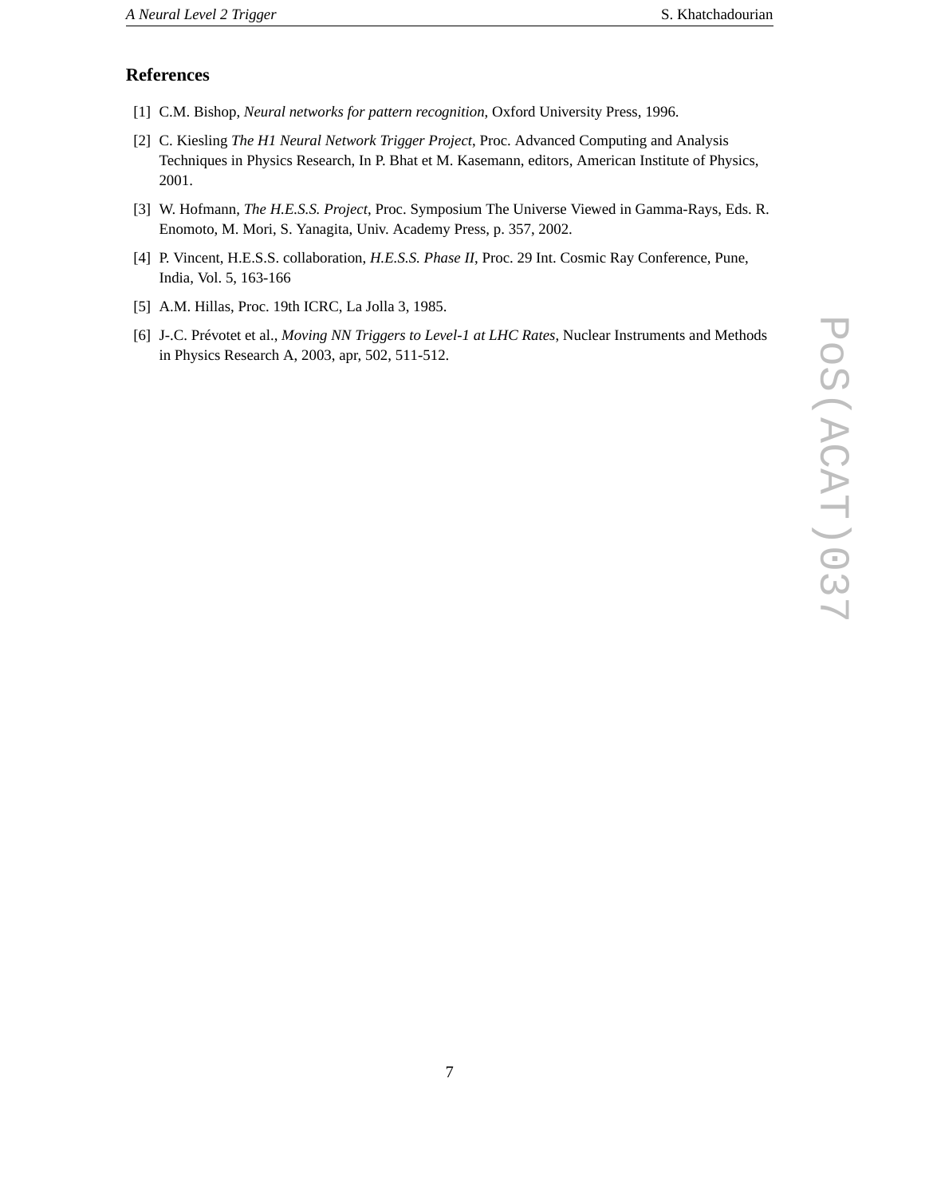## References

[1] C.M. Bishop, *Neural networks for pattern recognition*, Oxford University Press, 1996.

[2] C. Kiesling *The H1 Neural Network Trigger Project*, Proc. Advanced Computing and Analysis Techniques in Physics Research, In P. Bhat et M. Kasemann, editors, American Institute of Physics, 2001.

[3] W. Hofmann, *The H.E.S.S. Project*, Proc. Symposium The Universe Viewed in Gamma-Rays, Eds. R. Enomoto, M. Mori, S. Yanagita, Univ. Academy Press, p. 357, 2002.

[4] P. Vincent, H.E.S.S. collaboration, *H.E.S.S. Phase II*, Proc. 29 Int. Cosmic Ray Conference, Pune, India, Vol. 5, 163-166

[5] A.M. Hillas, Proc. 19th ICRC, La Jolla 3, 1985.

[6] J-.C. Prévotet et al., *Moving NN Triggers to Level-1 at LHC Rates*, Nuclear Instruments and Methods in Physics Research A, 2003, apr, 502, 511-512.